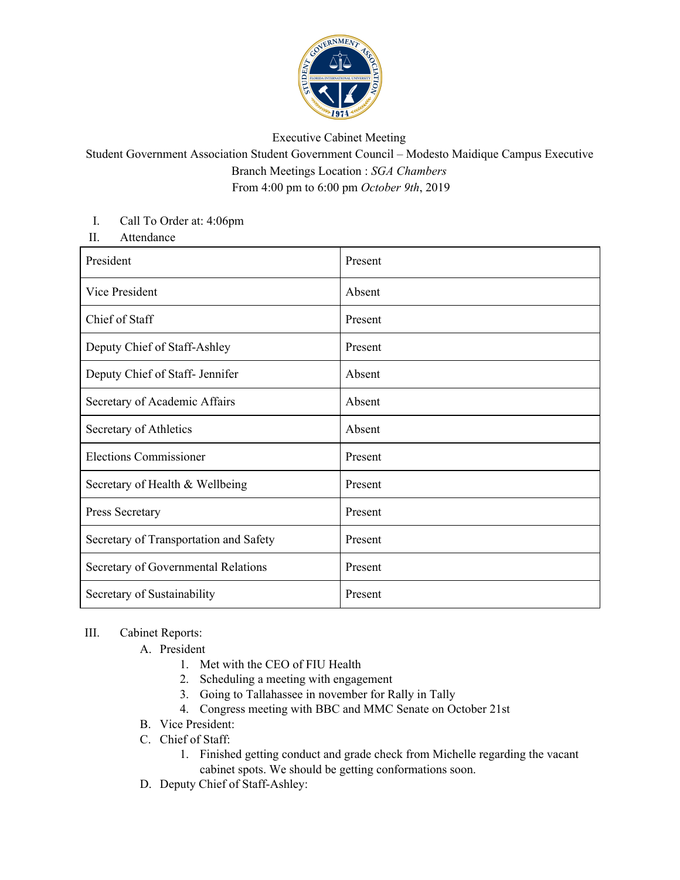Executive Cabinet Meeting

Student Government Association Student Government Council – Modesto Maidique Campus Executive Branch Meetings Location : *SGA Chambers*

From 4:00 pm to 6:00 pm *October 9th*, 2019

I. Call To Order at: 4:06pm

II. Attendance

| President | Present |
|---|---|
| Vice President | Absent |
| Chief of Staff | Present |
| Deputy Chief of Staff-Ashley | Present |
| Deputy Chief of Staff- Jennifer | Absent |
| Secretary of Academic Affairs | Absent |
| Secretary of Athletics | Absent |
| Elections Commissioner | Present |
| Secretary of Health & Wellbeing | Present |
| Press Secretary | Present |
| Secretary of Transportation and Safety | Present |
| Secretary of Governmental Relations | Present |
| Secretary of Sustainability | Present |

III. Cabinet Reports:

A. President
   1. Met with the CEO of FIU Health
   2. Scheduling a meeting with engagement
   3. Going to Tallahassee in november for Rally in Tally
   4. Congress meeting with BBC and MMC Senate on October 21st

B. Vice President:

C. Chief of Staff:
   1. Finished getting conduct and grade check from Michelle regarding the vacant cabinet spots. We should be getting conformations soon.

D. Deputy Chief of Staff-Ashley: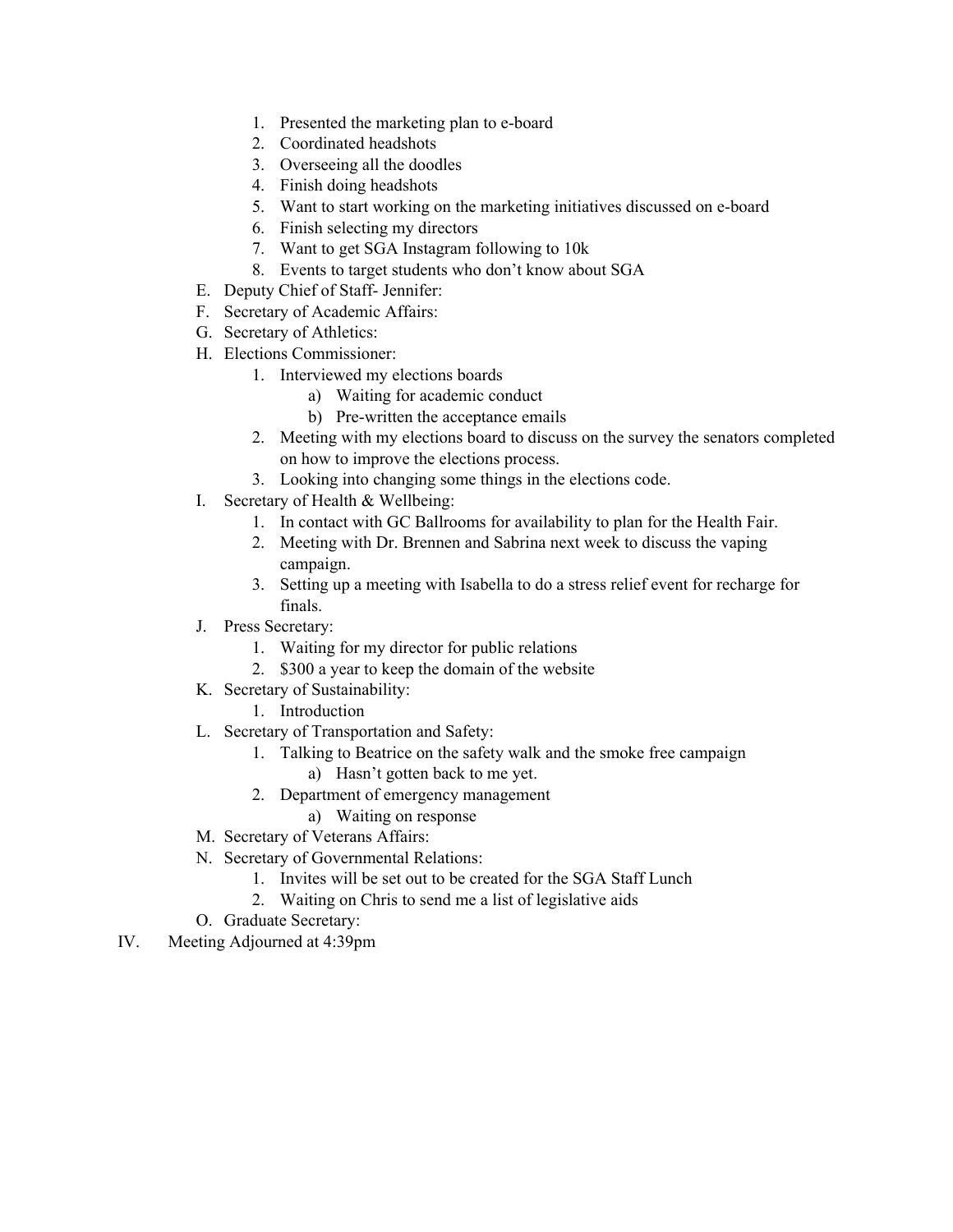1. Presented the marketing plan to e-board
2. Coordinated headshots
3. Overseeing all the doodles
4. Finish doing headshots
5. Want to start working on the marketing initiatives discussed on e-board
6. Finish selecting my directors
7. Want to get SGA Instagram following to 10k
8. Events to target students who don't know about SGA

E. Deputy Chief of Staff- Jennifer:

F. Secretary of Academic Affairs:

G. Secretary of Athletics:

H. Elections Commissioner:
   1. Interviewed my elections boards
      a) Waiting for academic conduct
      b) Pre-written the acceptance emails
   2. Meeting with my elections board to discuss on the survey the senators completed on how to improve the elections process.
   3. Looking into changing some things in the elections code.

I. Secretary of Health & Wellbeing:
   1. In contact with GC Ballrooms for availability to plan for the Health Fair.
   2. Meeting with Dr. Brennen and Sabrina next week to discuss the vaping campaign.
   3. Setting up a meeting with Isabella to do a stress relief event for recharge for finals.

J. Press Secretary:
   1. Waiting for my director for public relations
   2. $300 a year to keep the domain of the website

K. Secretary of Sustainability:
   1. Introduction

L. Secretary of Transportation and Safety:
   1. Talking to Beatrice on the safety walk and the smoke free campaign
      a) Hasn't gotten back to me yet.
   2. Department of emergency management
      a) Waiting on response

M. Secretary of Veterans Affairs:

N. Secretary of Governmental Relations:
   1. Invites will be set out to be created for the SGA Staff Lunch
   2. Waiting on Chris to send me a list of legislative aids

O. Graduate Secretary:

IV. Meeting Adjourned at 4:39pm